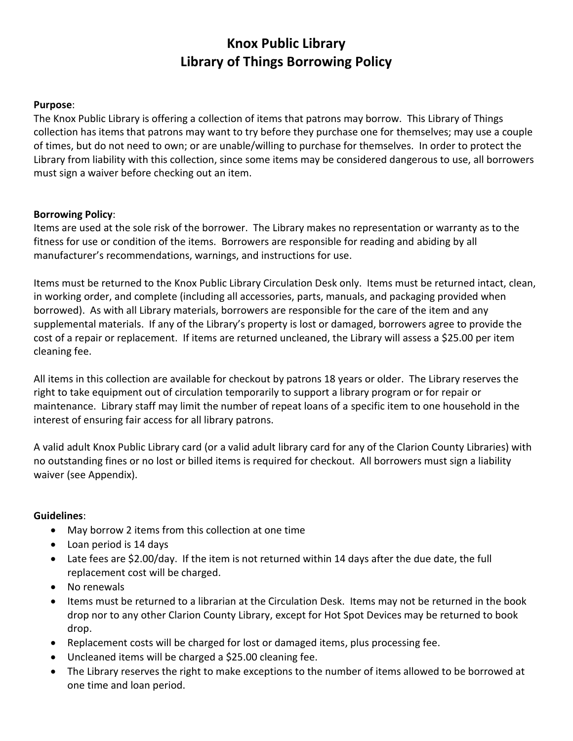# Knox Public Library
# Library of Things Borrowing Policy

**Purpose**:
The Knox Public Library is offering a collection of items that patrons may borrow. This Library of Things collection has items that patrons may want to try before they purchase one for themselves; may use a couple of times, but do not need to own; or are unable/willing to purchase for themselves. In order to protect the Library from liability with this collection, since some items may be considered dangerous to use, all borrowers must sign a waiver before checking out an item.

**Borrowing Policy**:
Items are used at the sole risk of the borrower. The Library makes no representation or warranty as to the fitness for use or condition of the items. Borrowers are responsible for reading and abiding by all manufacturer's recommendations, warnings, and instructions for use.

Items must be returned to the Knox Public Library Circulation Desk only. Items must be returned intact, clean, in working order, and complete (including all accessories, parts, manuals, and packaging provided when borrowed). As with all Library materials, borrowers are responsible for the care of the item and any supplemental materials. If any of the Library's property is lost or damaged, borrowers agree to provide the cost of a repair or replacement. If items are returned uncleaned, the Library will assess a $25.00 per item cleaning fee.

All items in this collection are available for checkout by patrons 18 years or older. The Library reserves the right to take equipment out of circulation temporarily to support a library program or for repair or maintenance. Library staff may limit the number of repeat loans of a specific item to one household in the interest of ensuring fair access for all library patrons.

A valid adult Knox Public Library card (or a valid adult library card for any of the Clarion County Libraries) with no outstanding fines or no lost or billed items is required for checkout. All borrowers must sign a liability waiver (see Appendix).

**Guidelines**:

- May borrow 2 items from this collection at one time
- Loan period is 14 days
- Late fees are $2.00/day. If the item is not returned within 14 days after the due date, the full replacement cost will be charged.
- No renewals
- Items must be returned to a librarian at the Circulation Desk. Items may not be returned in the book drop nor to any other Clarion County Library, except for Hot Spot Devices may be returned to book drop.
- Replacement costs will be charged for lost or damaged items, plus processing fee.
- Uncleaned items will be charged a $25.00 cleaning fee.
- The Library reserves the right to make exceptions to the number of items allowed to be borrowed at one time and loan period.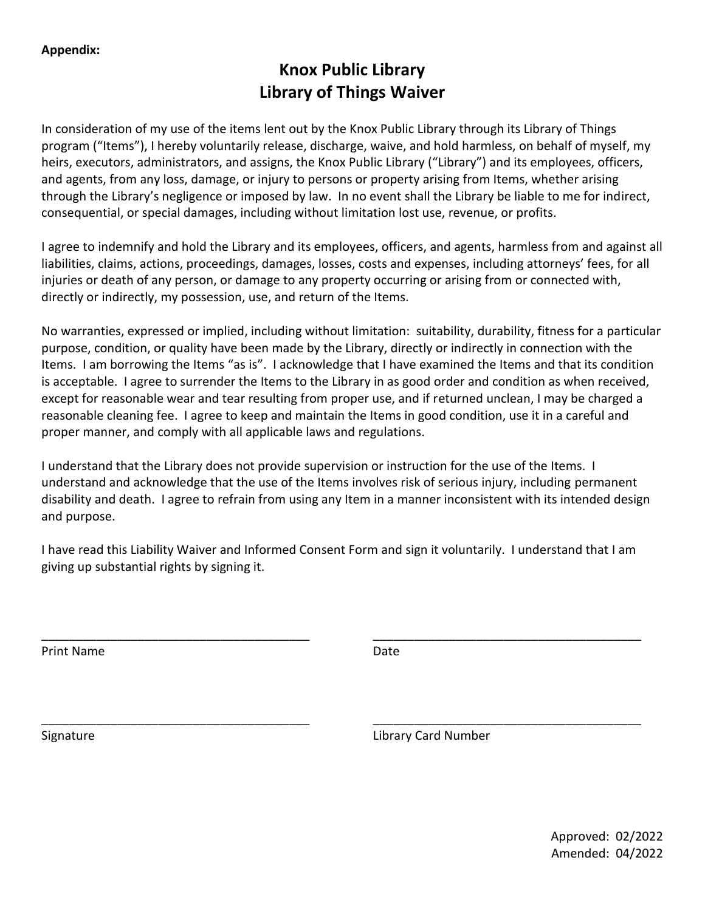**Appendix:**

# Knox Public Library
# Library of Things Waiver

In consideration of my use of the items lent out by the Knox Public Library through its Library of Things program ("Items"), I hereby voluntarily release, discharge, waive, and hold harmless, on behalf of myself, my heirs, executors, administrators, and assigns, the Knox Public Library ("Library") and its employees, officers, and agents, from any loss, damage, or injury to persons or property arising from Items, whether arising through the Library's negligence or imposed by law. In no event shall the Library be liable to me for indirect, consequential, or special damages, including without limitation lost use, revenue, or profits.

I agree to indemnify and hold the Library and its employees, officers, and agents, harmless from and against all liabilities, claims, actions, proceedings, damages, losses, costs and expenses, including attorneys' fees, for all injuries or death of any person, or damage to any property occurring or arising from or connected with, directly or indirectly, my possession, use, and return of the Items.

No warranties, expressed or implied, including without limitation: suitability, durability, fitness for a particular purpose, condition, or quality have been made by the Library, directly or indirectly in connection with the Items. I am borrowing the Items "as is". I acknowledge that I have examined the Items and that its condition is acceptable. I agree to surrender the Items to the Library in as good order and condition as when received, except for reasonable wear and tear resulting from proper use, and if returned unclean, I may be charged a reasonable cleaning fee. I agree to keep and maintain the Items in good condition, use it in a careful and proper manner, and comply with all applicable laws and regulations.

I understand that the Library does not provide supervision or instruction for the use of the Items. I understand and acknowledge that the use of the Items involves risk of serious injury, including permanent disability and death. I agree to refrain from using any Item in a manner inconsistent with its intended design and purpose.

I have read this Liability Waiver and Informed Consent Form and sign it voluntarily. I understand that I am giving up substantial rights by signing it.

\_\_\_\_\_\_\_\_\_\_\_\_\_\_\_\_\_\_\_\_\_\_\_\_\_\_\_\_\_\_\_\_\_\_\_\_\_\_\_\_ \_\_\_\_\_\_\_\_\_\_\_\_\_\_\_\_\_\_\_\_\_\_\_\_\_\_\_\_\_\_\_\_\_\_\_\_\_\_\_\_

Print Name Date

\_\_\_\_\_\_\_\_\_\_\_\_\_\_\_\_\_\_\_\_\_\_\_\_\_\_\_\_\_\_\_\_\_\_\_\_\_\_\_\_ \_\_\_\_\_\_\_\_\_\_\_\_\_\_\_\_\_\_\_\_\_\_\_\_\_\_\_\_\_\_\_\_\_\_\_\_\_\_\_\_

Signature Library Card Number

Approved: 02/2022
Amended: 04/2022